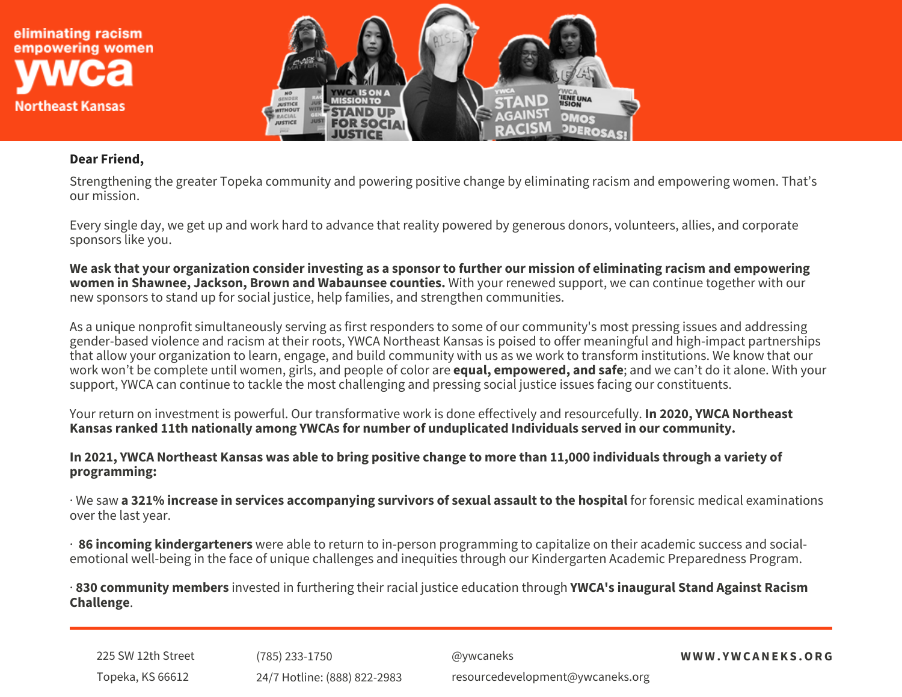eliminating racism
empowering women

**ywca**

Northeast Kansas

**Dear Friend,**

Strengthening the greater Topeka community and powering positive change by eliminating racism and empowering women. That's our mission.

Every single day, we get up and work hard to advance that reality powered by generous donors, volunteers, allies, and corporate sponsors like you.

**We ask that your organization consider investing as a sponsor to further our mission of eliminating racism and empowering women in Shawnee, Jackson, Brown and Wabaunsee counties.** With your renewed support, we can continue together with our new sponsors to stand up for social justice, help families, and strengthen communities.

As a unique nonprofit simultaneously serving as first responders to some of our community's most pressing issues and addressing gender-based violence and racism at their roots, YWCA Northeast Kansas is poised to offer meaningful and high-impact partnerships that allow your organization to learn, engage, and build community with us as we work to transform institutions. We know that our work won't be complete until women, girls, and people of color are **equal, empowered, and safe**; and we can't do it alone. With your support, YWCA can continue to tackle the most challenging and pressing social justice issues facing our constituents.

Your return on investment is powerful. Our transformative work is done effectively and resourcefully. **In 2020, YWCA Northeast Kansas ranked 11th nationally among YWCAs for number of unduplicated Individuals served in our community.**

**In 2021, YWCA Northeast Kansas was able to bring positive change to more than 11,000 individuals through a variety of programming:**

· We saw **a 321% increase in services accompanying survivors of sexual assault to the hospital** for forensic medical examinations over the last year.

· **86 incoming kindergarteners** were able to return to in-person programming to capitalize on their academic success and social-emotional well-being in the face of unique challenges and inequities through our Kindergarten Academic Preparedness Program.

· **830 community members** invested in furthering their racial justice education through **YWCA's inaugural Stand Against Racism Challenge**.

---

225 SW 12th Street
Topeka, KS 66612

(785) 233-1750
24/7 Hotline: (888) 822-2983

@ywcaneks
resourcedevelopment@ywcaneks.org

**WWW.YWCANEKS.ORG**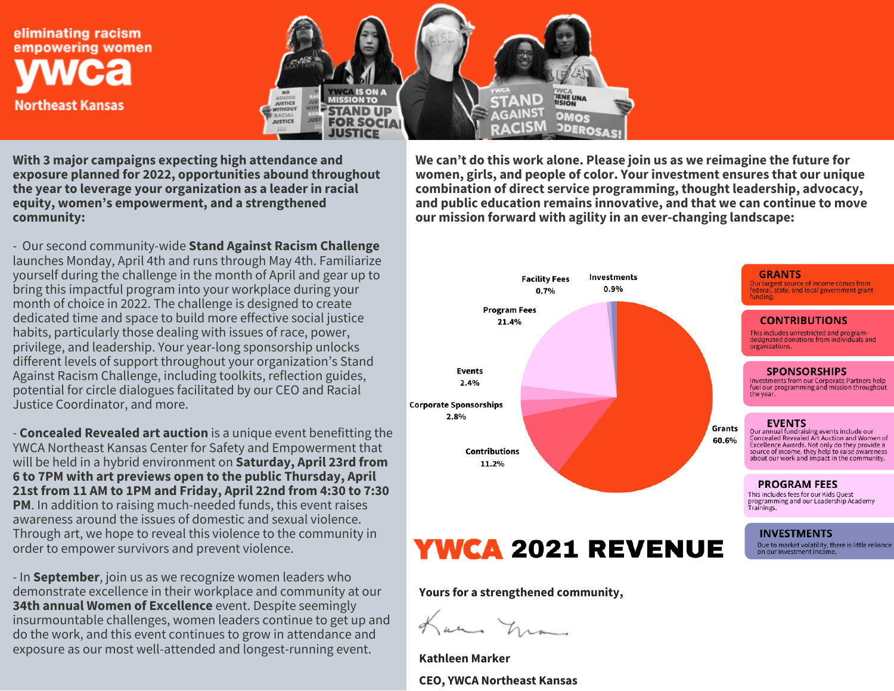eliminating racism
empowering women

# ywca

Northeast Kansas

**With 3 major campaigns expecting high attendance and exposure planned for 2022, opportunities abound throughout the year to leverage your organization as a leader in racial equity, women's empowerment, and a strengthened community:**

- Our second community-wide **Stand Against Racism Challenge** launches Monday, April 4th and runs through May 4th. Familiarize yourself during the challenge in the month of April and gear up to bring this impactful program into your workplace during your month of choice in 2022. The challenge is designed to create dedicated time and space to build more effective social justice habits, particularly those dealing with issues of race, power, privilege, and leadership. Your year-long sponsorship unlocks different levels of support throughout your organization's Stand Against Racism Challenge, including toolkits, reflection guides, potential for circle dialogues facilitated by our CEO and Racial Justice Coordinator, and more.

- **Concealed Revealed art auction** is a unique event benefitting the YWCA Northeast Kansas Center for Safety and Empowerment that will be held in a hybrid environment on **Saturday, April 23rd from 6 to 7PM with art previews open to the public Thursday, April 21st from 11 AM to 1PM and Friday, April 22nd from 4:30 to 7:30 PM**. In addition to raising much-needed funds, this event raises awareness around the issues of domestic and sexual violence. Through art, we hope to reveal this violence to the community in order to empower survivors and prevent violence.

- In **September**, join us as we recognize women leaders who demonstrate excellence in their workplace and community at our **34th annual Women of Excellence** event. Despite seemingly insurmountable challenges, women leaders continue to get up and do the work, and this event continues to grow in attendance and exposure as our most well-attended and longest-running event.

**We can't do this work alone. Please join us as we reimagine the future for women, girls, and people of color. Your investment ensures that our unique combination of direct service programming, thought leadership, advocacy, and public education remains innovative, and that we can continue to move our mission forward with agility in an ever-changing landscape:**

## YWCA 2021 REVENUE

| Source | Percentage |
|---|---|
| Grants | 60.6% |
| Program Fees | 21.4% |
| Contributions | 11.2% |
| Corporate Sponsorships | 2.8% |
| Events | 2.4% |
| Investments | 0.9% |
| Facility Fees | 0.7% |

**GRANTS**
Our largest source of income comes from federal, state, and local government grant funding.

**CONTRIBUTIONS**
This includes unrestricted and program-designated donations from individuals and organizations.

**SPONSORSHIPS**
Investments from our Corporate Partners help fuel our programming and mission throughout the year.

**EVENTS**
Our annual fundraising events include our Concealed Revealed Art Auction and Women of Excellence Awards. Not only do they provide a source of income, they help to raise awareness about our work and impact in the community.

**PROGRAM FEES**
This includes fees for our Kids Quest programming and our Leadership Academy Trainings.

**INVESTMENTS**
Due to market volatility, there is little reliance on our investment income.

**Yours for a strengthened community,**

**Kathleen Marker**

**CEO, YWCA Northeast Kansas**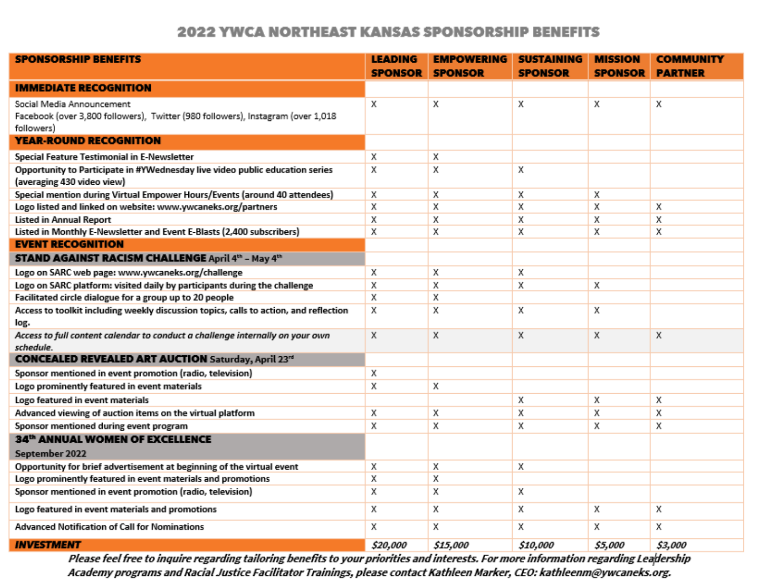# 2022 YWCA NORTHEAST KANSAS SPONSORSHIP BENEFITS

| SPONSORSHIP BENEFITS | LEADING SPONSOR | EMPOWERING SPONSOR | SUSTAINING SPONSOR | MISSION SPONSOR | COMMUNITY PARTNER |
|---|---|---|---|---|---|
| **IMMEDIATE RECOGNITION** | | | | | |
| Social Media Announcement Facebook (over 3,800 followers), Twitter (980 followers), Instagram (over 1,018 followers) | X | X | X | X | X |
| **YEAR-ROUND RECOGNITION** | | | | | |
| Special Feature Testimonial in E-Newsletter | X | X | | | |
| Opportunity to Participate in #YWednesday live video public education series (averaging 430 video view) | X | X | X | | |
| Special mention during Virtual Empower Hours/Events (around 40 attendees) | X | X | X | X | |
| Logo listed and linked on website: www.ywcaneks.org/partners | X | X | X | X | X |
| Listed in Annual Report | X | X | X | X | X |
| Listed in Monthly E-Newsletter and Event E-Blasts (2,400 subscribers) | X | X | X | X | X |
| **EVENT RECOGNITION** | | | | | |
| **STAND AGAINST RACISM CHALLENGE** April 4th – May 4th | | | | | |
| Logo on SARC web page: www.ywcaneks.org/challenge | X | X | X | | |
| Logo on SARC platform: visited daily by participants during the challenge | X | X | X | X | |
| Facilitated circle dialogue for a group up to 20 people | X | X | | | |
| Access to toolkit including weekly discussion topics, calls to action, and reflection log. | X | X | X | X | |
| *Access to full content calendar to conduct a challenge internally on your own schedule.* | X | X | X | X | X |
| **CONCEALED REVEALED ART AUCTION** Saturday, April 23rd | | | | | |
| Sponsor mentioned in event promotion (radio, television) | X | | | | |
| Logo prominently featured in event materials | X | X | | | |
| Logo featured in event materials | | | X | X | X |
| Advanced viewing of auction items on the virtual platform | X | X | X | X | X |
| Sponsor mentioned during event program | X | X | X | X | X |
| **34th ANNUAL WOMEN OF EXCELLENCE** September 2022 | | | | | |
| Opportunity for brief advertisement at beginning of the virtual event | X | X | X | | |
| Logo prominently featured in event materials and promotions | X | X | | | |
| Sponsor mentioned in event promotion (radio, television) | X | X | X | | |
| Logo featured in event materials and promotions | X | X | X | X | X |
| Advanced Notification of Call for Nominations | X | X | X | X | X |
| ***INVESTMENT*** | *$20,000* | *$15,000* | *$10,000* | *$5,000* | *$3,000* |

*Please feel free to inquire regarding tailoring benefits to your priorities and interests. For more information regarding Leadership Academy programs and Racial Justice Facilitator Trainings, please contact Kathleen Marker, CEO: kathleenm@ywcaneks.org.*